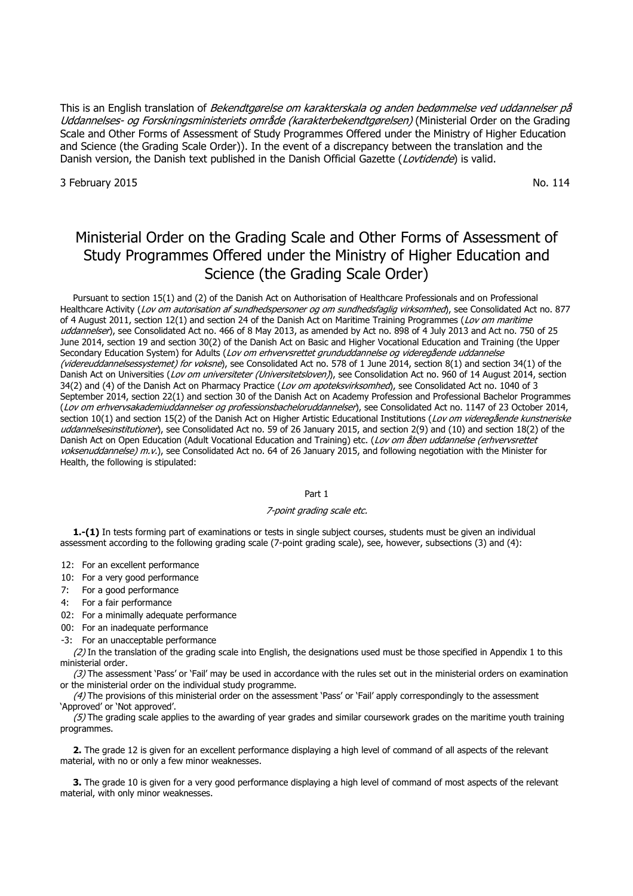This is an English translation of *Bekendtgørelse om karakterskala og anden bedømmelse ved uddannelser på Uddannelses- og Forskningsministeriets område (karakterbekendtgørelsen)* (Ministerial Order on the Grading Scale and Other Forms of Assessment of Study Programmes Offered under the Ministry of Higher Education and Science (the Grading Scale Order)). In the event of a discrepancy between the translation and the Danish version, the Danish text published in the Danish Official Gazette (*Lovtidende*) is valid.

3 February 2015 No. 114

# Ministerial Order on the Grading Scale and Other Forms of Assessment of Study Programmes Offered under the Ministry of Higher Education and Science (the Grading Scale Order)

Pursuant to section 15(1) and (2) of the Danish Act on Authorisation of Healthcare Professionals and on Professional Healthcare Activity (*Lov om autorisation af sundhedspersoner og om sundhedsfaglig virksomhed*), see Consolidated Act no. 877 of 4 August 2011, section 12(1) and section 24 of the Danish Act on Maritime Training Programmes (*Lov om maritime uddannelser*), see Consolidated Act no. 466 of 8 May 2013, as amended by Act no. 898 of 4 July 2013 and Act no. 750 of 25 June 2014, section 19 and section 30(2) of the Danish Act on Basic and Higher Vocational Education and Training (the Upper Secondary Education System) for Adults (*Lov om erhvervsrettet grunduddannelse og videregående uddannelse (videreuddannelsessystemet) for voksne*), see Consolidated Act no. 578 of 1 June 2014, section 8(1) and section 34(1) of the Danish Act on Universities (*Lov om universiteter (Universitetsloven)*), see Consolidation Act no. 960 of 14 August 2014, section 34(2) and (4) of the Danish Act on Pharmacy Practice (*Lov om apoteksvirksomhed*), see Consolidated Act no. 1040 of 3 September 2014, section 22(1) and section 30 of the Danish Act on Academy Profession and Professional Bachelor Programmes (*Lov om erhvervsakademiuddannelser og professionsbacheloruddannelser*), see Consolidated Act no. 1147 of 23 October 2014, section 10(1) and section 15(2) of the Danish Act on Higher Artistic Educational Institutions (*Lov om videregående kunstneriske uddannelsesinstitutioner*), see Consolidated Act no. 59 of 26 January 2015, and section 2(9) and (10) and section 18(2) of the Danish Act on Open Education (Adult Vocational Education and Training) etc. (*Lov om åben uddannelse (erhvervsrettet voksenuddannelse) m.v.*), see Consolidated Act no. 64 of 26 January 2015, and following negotiation with the Minister for Health, the following is stipulated:

## Part 1

### *7-point grading scale etc.*

**1.-(1)** In tests forming part of examinations or tests in single subject courses, students must be given an individual assessment according to the following grading scale (7-point grading scale), see, however, subsections (3) and (4):

- 12: For an excellent performance
- 10: For a very good performance
- 7: For a good performance
- 4: For a fair performance
- 02: For a minimally adequate performance
- 00: For an inadequate performance
- -3: For an unacceptable performance

*(2)* In the translation of the grading scale into English, the designations used must be those specified in Appendix 1 to this ministerial order.

*(3)* The assessment 'Pass' or 'Fail' may be used in accordance with the rules set out in the ministerial orders on examination or the ministerial order on the individual study programme.

*(4)* The provisions of this ministerial order on the assessment 'Pass' or 'Fail' apply correspondingly to the assessment 'Approved' or 'Not approved'.

*(5)* The grading scale applies to the awarding of year grades and similar coursework grades on the maritime youth training programmes.

**2.** The grade 12 is given for an excellent performance displaying a high level of command of all aspects of the relevant material, with no or only a few minor weaknesses.

**3.** The grade 10 is given for a very good performance displaying a high level of command of most aspects of the relevant material, with only minor weaknesses.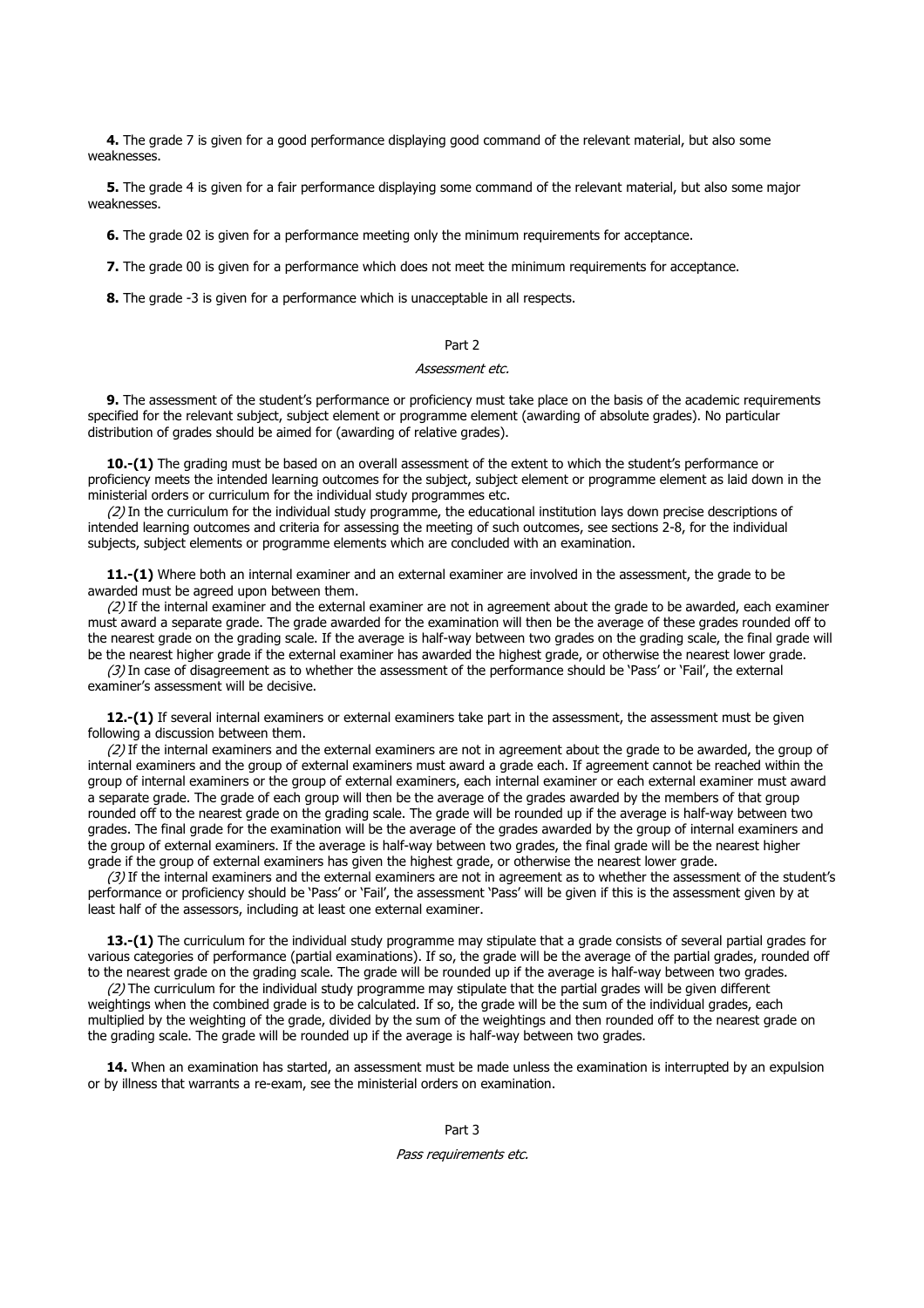**4.** The grade 7 is given for a good performance displaying good command of the relevant material, but also some weaknesses.

**5.** The grade 4 is given for a fair performance displaying some command of the relevant material, but also some major weaknesses.

**6.** The grade 02 is given for a performance meeting only the minimum requirements for acceptance.

**7.** The grade 00 is given for a performance which does not meet the minimum requirements for acceptance.

**8.** The grade -3 is given for a performance which is unacceptable in all respects.

## Part 2

*Assessment etc.*

**9.** The assessment of the student's performance or proficiency must take place on the basis of the academic requirements specified for the relevant subject, subject element or programme element (awarding of absolute grades). No particular distribution of grades should be aimed for (awarding of relative grades).

**10.-(1)** The grading must be based on an overall assessment of the extent to which the student's performance or proficiency meets the intended learning outcomes for the subject, subject element or programme element as laid down in the ministerial orders or curriculum for the individual study programmes etc.

*(2)* In the curriculum for the individual study programme, the educational institution lays down precise descriptions of intended learning outcomes and criteria for assessing the meeting of such outcomes, see sections 2-8, for the individual subjects, subject elements or programme elements which are concluded with an examination.

**11.-(1)** Where both an internal examiner and an external examiner are involved in the assessment, the grade to be awarded must be agreed upon between them.

*(2)* If the internal examiner and the external examiner are not in agreement about the grade to be awarded, each examiner must award a separate grade. The grade awarded for the examination will then be the average of these grades rounded off to the nearest grade on the grading scale. If the average is half-way between two grades on the grading scale, the final grade will be the nearest higher grade if the external examiner has awarded the highest grade, or otherwise the nearest lower grade.

*(3)* In case of disagreement as to whether the assessment of the performance should be 'Pass' or 'Fail', the external examiner's assessment will be decisive.

**12.-(1)** If several internal examiners or external examiners take part in the assessment, the assessment must be given following a discussion between them.

*(2)* If the internal examiners and the external examiners are not in agreement about the grade to be awarded, the group of internal examiners and the group of external examiners must award a grade each. If agreement cannot be reached within the group of internal examiners or the group of external examiners, each internal examiner or each external examiner must award a separate grade. The grade of each group will then be the average of the grades awarded by the members of that group rounded off to the nearest grade on the grading scale. The grade will be rounded up if the average is half-way between two grades. The final grade for the examination will be the average of the grades awarded by the group of internal examiners and the group of external examiners. If the average is half-way between two grades, the final grade will be the nearest higher grade if the group of external examiners has given the highest grade, or otherwise the nearest lower grade.

*(3)* If the internal examiners and the external examiners are not in agreement as to whether the assessment of the student's performance or proficiency should be 'Pass' or 'Fail', the assessment 'Pass' will be given if this is the assessment given by at least half of the assessors, including at least one external examiner.

**13.-(1)** The curriculum for the individual study programme may stipulate that a grade consists of several partial grades for various categories of performance (partial examinations). If so, the grade will be the average of the partial grades, rounded off to the nearest grade on the grading scale. The grade will be rounded up if the average is half-way between two grades.

*(2)* The curriculum for the individual study programme may stipulate that the partial grades will be given different weightings when the combined grade is to be calculated. If so, the grade will be the sum of the individual grades, each multiplied by the weighting of the grade, divided by the sum of the weightings and then rounded off to the nearest grade on the grading scale. The grade will be rounded up if the average is half-way between two grades.

**14.** When an examination has started, an assessment must be made unless the examination is interrupted by an expulsion or by illness that warrants a re-exam, see the ministerial orders on examination.

## Part 3

*Pass requirements etc.*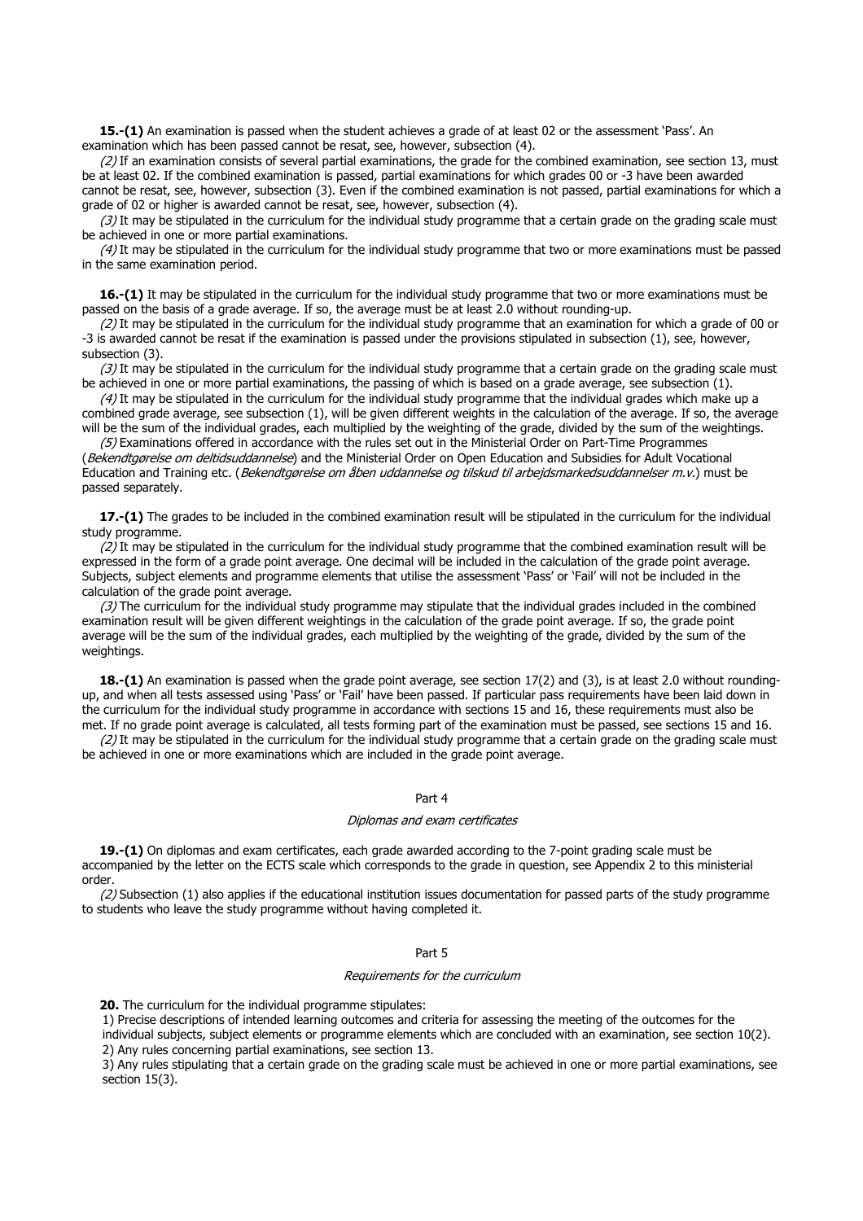**15.-(1)** An examination is passed when the student achieves a grade of at least 02 or the assessment 'Pass'. An examination which has been passed cannot be resat, see, however, subsection (4).

*(2)* If an examination consists of several partial examinations, the grade for the combined examination, see section 13, must be at least 02. If the combined examination is passed, partial examinations for which grades 00 or -3 have been awarded cannot be resat, see, however, subsection (3). Even if the combined examination is not passed, partial examinations for which a grade of 02 or higher is awarded cannot be resat, see, however, subsection (4).

*(3)* It may be stipulated in the curriculum for the individual study programme that a certain grade on the grading scale must be achieved in one or more partial examinations.

*(4)* It may be stipulated in the curriculum for the individual study programme that two or more examinations must be passed in the same examination period.

**16.-(1)** It may be stipulated in the curriculum for the individual study programme that two or more examinations must be passed on the basis of a grade average. If so, the average must be at least 2.0 without rounding-up.

*(2)* It may be stipulated in the curriculum for the individual study programme that an examination for which a grade of 00 or -3 is awarded cannot be resat if the examination is passed under the provisions stipulated in subsection (1), see, however, subsection (3).

*(3)* It may be stipulated in the curriculum for the individual study programme that a certain grade on the grading scale must be achieved in one or more partial examinations, the passing of which is based on a grade average, see subsection (1).

*(4)* It may be stipulated in the curriculum for the individual study programme that the individual grades which make up a combined grade average, see subsection (1), will be given different weights in the calculation of the average. If so, the average will be the sum of the individual grades, each multiplied by the weighting of the grade, divided by the sum of the weightings.

*(5)* Examinations offered in accordance with the rules set out in the Ministerial Order on Part-Time Programmes (*Bekendtgørelse om deltidsuddannelse*) and the Ministerial Order on Open Education and Subsidies for Adult Vocational Education and Training etc. (*Bekendtgørelse om åben uddannelse og tilskud til arbejdsmarkedsuddannelser m.v.*) must be passed separately.

**17.-(1)** The grades to be included in the combined examination result will be stipulated in the curriculum for the individual study programme.

*(2)* It may be stipulated in the curriculum for the individual study programme that the combined examination result will be expressed in the form of a grade point average. One decimal will be included in the calculation of the grade point average. Subjects, subject elements and programme elements that utilise the assessment 'Pass' or 'Fail' will not be included in the calculation of the grade point average.

*(3)* The curriculum for the individual study programme may stipulate that the individual grades included in the combined examination result will be given different weightings in the calculation of the grade point average. If so, the grade point average will be the sum of the individual grades, each multiplied by the weighting of the grade, divided by the sum of the weightings.

**18.-(1)** An examination is passed when the grade point average, see section 17(2) and (3), is at least 2.0 without rounding-up, and when all tests assessed using 'Pass' or 'Fail' have been passed. If particular pass requirements have been laid down in the curriculum for the individual study programme in accordance with sections 15 and 16, these requirements must also be met. If no grade point average is calculated, all tests forming part of the examination must be passed, see sections 15 and 16.

*(2)* It may be stipulated in the curriculum for the individual study programme that a certain grade on the grading scale must be achieved in one or more examinations which are included in the grade point average.

Part 4

*Diplomas and exam certificates*

**19.-(1)** On diplomas and exam certificates, each grade awarded according to the 7-point grading scale must be accompanied by the letter on the ECTS scale which corresponds to the grade in question, see Appendix 2 to this ministerial order.

*(2)* Subsection (1) also applies if the educational institution issues documentation for passed parts of the study programme to students who leave the study programme without having completed it.

Part 5

*Requirements for the curriculum*

**20.** The curriculum for the individual programme stipulates:

1) Precise descriptions of intended learning outcomes and criteria for assessing the meeting of the outcomes for the individual subjects, subject elements or programme elements which are concluded with an examination, see section 10(2).

2) Any rules concerning partial examinations, see section 13.

3) Any rules stipulating that a certain grade on the grading scale must be achieved in one or more partial examinations, see section 15(3).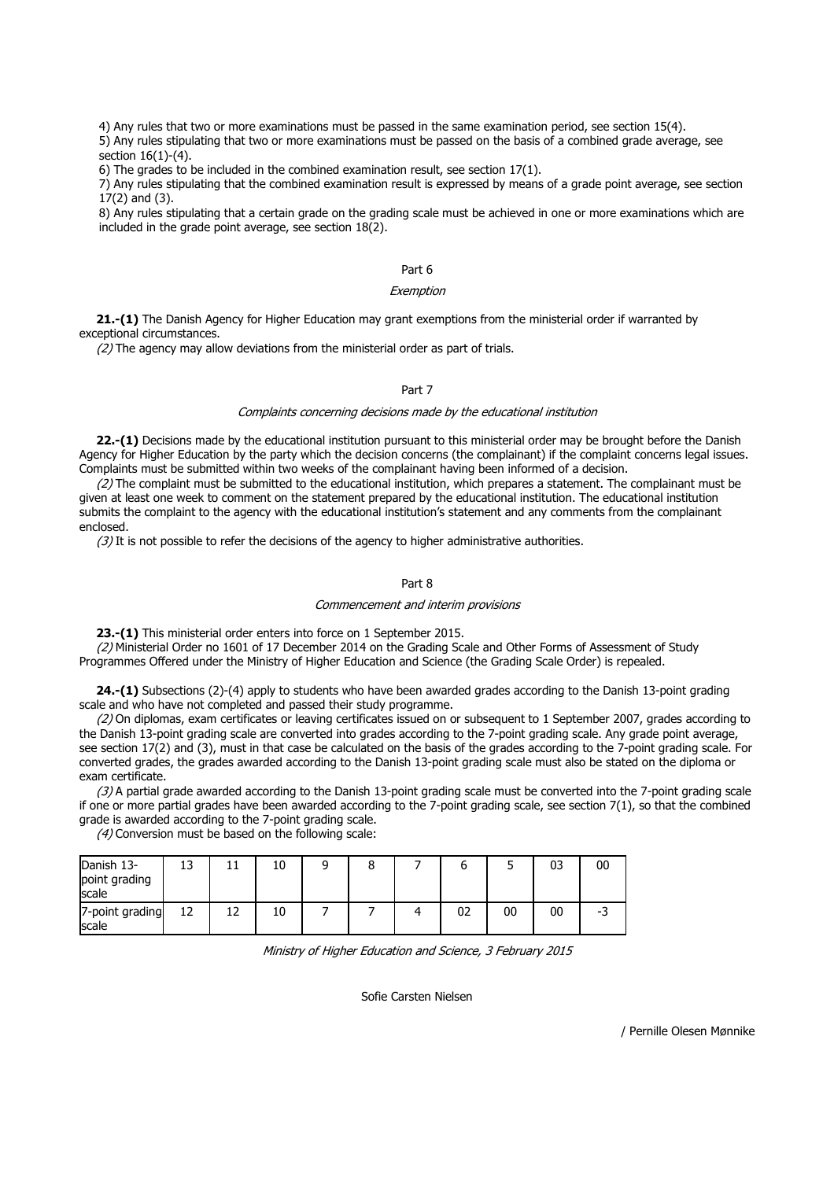4) Any rules that two or more examinations must be passed in the same examination period, see section 15(4).

5) Any rules stipulating that two or more examinations must be passed on the basis of a combined grade average, see section 16(1)-(4).

6) The grades to be included in the combined examination result, see section 17(1).

7) Any rules stipulating that the combined examination result is expressed by means of a grade point average, see section 17(2) and (3).

8) Any rules stipulating that a certain grade on the grading scale must be achieved in one or more examinations which are included in the grade point average, see section 18(2).

## Part 6

*Exemption*

**21.-(1)** The Danish Agency for Higher Education may grant exemptions from the ministerial order if warranted by exceptional circumstances.

*(2)* The agency may allow deviations from the ministerial order as part of trials.

## Part 7

*Complaints concerning decisions made by the educational institution*

**22.-(1)** Decisions made by the educational institution pursuant to this ministerial order may be brought before the Danish Agency for Higher Education by the party which the decision concerns (the complainant) if the complaint concerns legal issues. Complaints must be submitted within two weeks of the complainant having been informed of a decision.

*(2)* The complaint must be submitted to the educational institution, which prepares a statement. The complainant must be given at least one week to comment on the statement prepared by the educational institution. The educational institution submits the complaint to the agency with the educational institution's statement and any comments from the complainant enclosed.

*(3)* It is not possible to refer the decisions of the agency to higher administrative authorities.

## Part 8

*Commencement and interim provisions*

**23.-(1)** This ministerial order enters into force on 1 September 2015.

*(2)* Ministerial Order no 1601 of 17 December 2014 on the Grading Scale and Other Forms of Assessment of Study Programmes Offered under the Ministry of Higher Education and Science (the Grading Scale Order) is repealed.

**24.-(1)** Subsections (2)-(4) apply to students who have been awarded grades according to the Danish 13-point grading scale and who have not completed and passed their study programme.

*(2)* On diplomas, exam certificates or leaving certificates issued on or subsequent to 1 September 2007, grades according to the Danish 13-point grading scale are converted into grades according to the 7-point grading scale. Any grade point average, see section 17(2) and (3), must in that case be calculated on the basis of the grades according to the 7-point grading scale. For converted grades, the grades awarded according to the Danish 13-point grading scale must also be stated on the diploma or exam certificate.

*(3)* A partial grade awarded according to the Danish 13-point grading scale must be converted into the 7-point grading scale if one or more partial grades have been awarded according to the 7-point grading scale, see section 7(1), so that the combined grade is awarded according to the 7-point grading scale.

*(4)* Conversion must be based on the following scale:

| Danish 13-point grading scale | 13 | 11 | 10 | 9 | 8 | 7 | 6 | 5 | 03 | 00 |
|---|---|---|---|---|---|---|---|---|---|---|
| 7-point grading scale | 12 | 12 | 10 | 7 | 7 | 4 | 02 | 00 | 00 | -3 |

*Ministry of Higher Education and Science, 3 February 2015*

Sofie Carsten Nielsen

/ Pernille Olesen Mønnike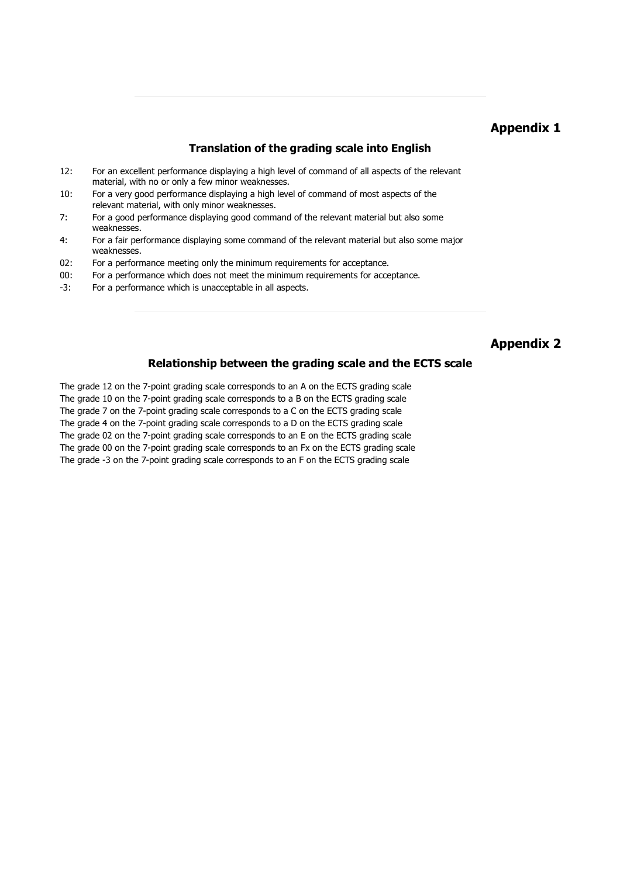## Appendix 1

### Translation of the grading scale into English

12: For an excellent performance displaying a high level of command of all aspects of the relevant material, with no or only a few minor weaknesses.

10: For a very good performance displaying a high level of command of most aspects of the relevant material, with only minor weaknesses.

7: For a good performance displaying good command of the relevant material but also some weaknesses.

4: For a fair performance displaying some command of the relevant material but also some major weaknesses.

02: For a performance meeting only the minimum requirements for acceptance.

00: For a performance which does not meet the minimum requirements for acceptance.

-3: For a performance which is unacceptable in all aspects.

## Appendix 2

### Relationship between the grading scale and the ECTS scale

The grade 12 on the 7-point grading scale corresponds to an A on the ECTS grading scale
The grade 10 on the 7-point grading scale corresponds to a B on the ECTS grading scale
The grade 7 on the 7-point grading scale corresponds to a C on the ECTS grading scale
The grade 4 on the 7-point grading scale corresponds to a D on the ECTS grading scale
The grade 02 on the 7-point grading scale corresponds to an E on the ECTS grading scale
The grade 00 on the 7-point grading scale corresponds to an Fx on the ECTS grading scale
The grade -3 on the 7-point grading scale corresponds to an F on the ECTS grading scale